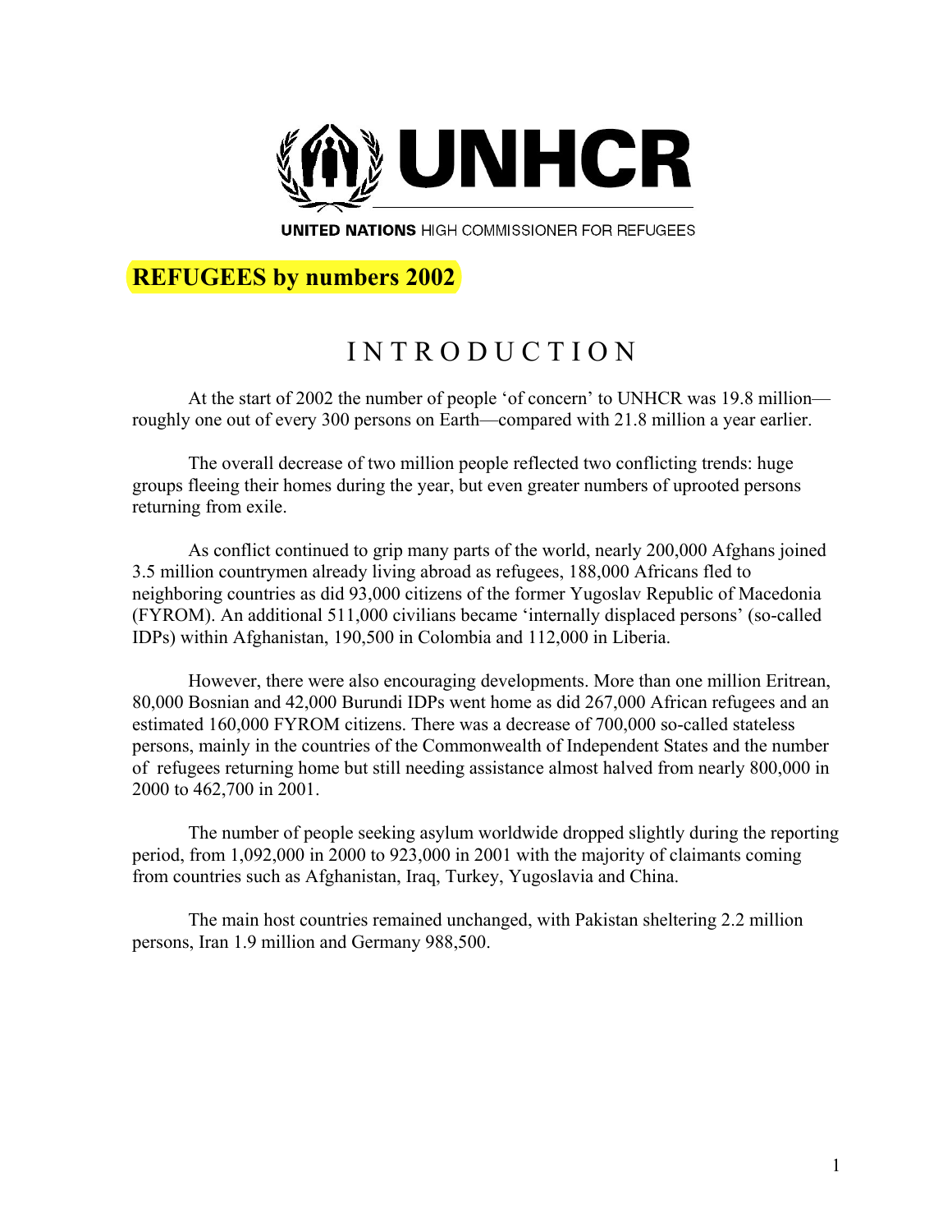UNHCR

UNITED NATIONS HIGH COMMISSIONER FOR REFUGEES

# REFUGEES by numbers 2002

## INTRODUCTION

At the start of 2002 the number of people 'of concern' to UNHCR was 19.8 million—roughly one out of every 300 persons on Earth—compared with 21.8 million a year earlier.

The overall decrease of two million people reflected two conflicting trends: huge groups fleeing their homes during the year, but even greater numbers of uprooted persons returning from exile.

As conflict continued to grip many parts of the world, nearly 200,000 Afghans joined 3.5 million countrymen already living abroad as refugees, 188,000 Africans fled to neighboring countries as did 93,000 citizens of the former Yugoslav Republic of Macedonia (FYROM). An additional 511,000 civilians became 'internally displaced persons' (so-called IDPs) within Afghanistan, 190,500 in Colombia and 112,000 in Liberia.

However, there were also encouraging developments. More than one million Eritrean, 80,000 Bosnian and 42,000 Burundi IDPs went home as did 267,000 African refugees and an estimated 160,000 FYROM citizens. There was a decrease of 700,000 so-called stateless persons, mainly in the countries of the Commonwealth of Independent States and the number of refugees returning home but still needing assistance almost halved from nearly 800,000 in 2000 to 462,700 in 2001.

The number of people seeking asylum worldwide dropped slightly during the reporting period, from 1,092,000 in 2000 to 923,000 in 2001 with the majority of claimants coming from countries such as Afghanistan, Iraq, Turkey, Yugoslavia and China.

The main host countries remained unchanged, with Pakistan sheltering 2.2 million persons, Iran 1.9 million and Germany 988,500.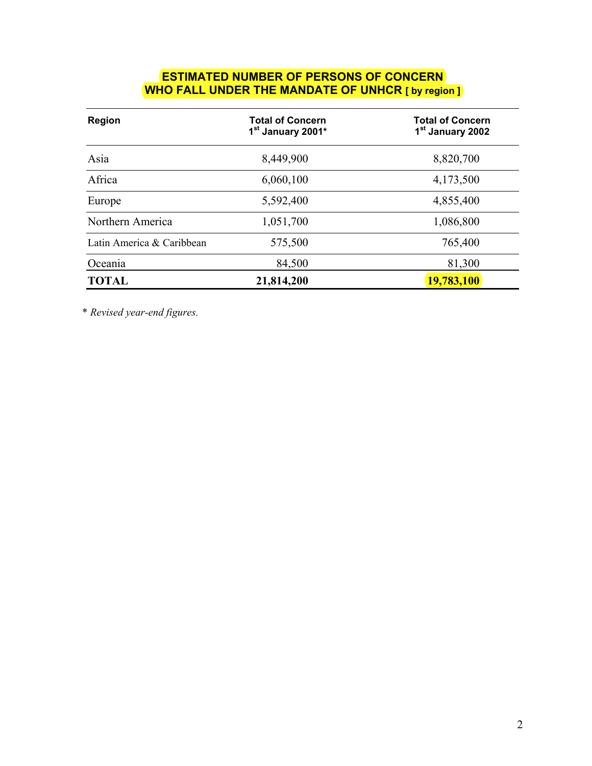## ESTIMATED NUMBER OF PERSONS OF CONCERN WHO FALL UNDER THE MANDATE OF UNHCR [ by region ]

| Region | Total of Concern 1st January 2001* | Total of Concern 1st January 2002 |
|---|---|---|
| Asia | 8,449,900 | 8,820,700 |
| Africa | 6,060,100 | 4,173,500 |
| Europe | 5,592,400 | 4,855,400 |
| Northern America | 1,051,700 | 1,086,800 |
| Latin America & Caribbean | 575,500 | 765,400 |
| Oceania | 84,500 | 81,300 |
| **TOTAL** | **21,814,200** | **19,783,100** |

* *Revised year-end figures.*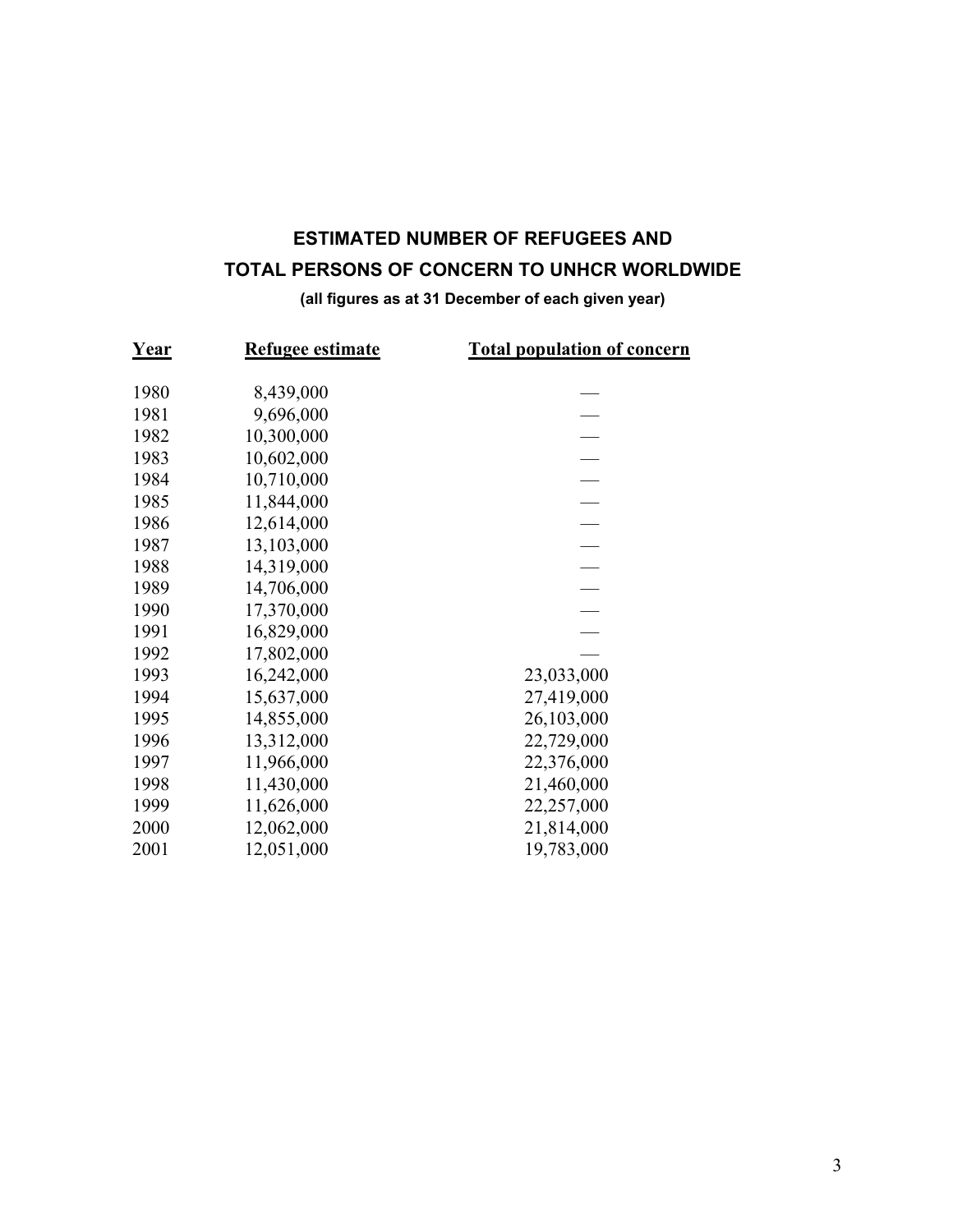## ESTIMATED NUMBER OF REFUGEES AND TOTAL PERSONS OF CONCERN TO UNHCR WORLDWIDE

**(all figures as at 31 December of each given year)**

| Year | Refugee estimate | Total population of concern |
|---|---|---|
| 1980 | 8,439,000 | — |
| 1981 | 9,696,000 | — |
| 1982 | 10,300,000 | — |
| 1983 | 10,602,000 | — |
| 1984 | 10,710,000 | — |
| 1985 | 11,844,000 | — |
| 1986 | 12,614,000 | — |
| 1987 | 13,103,000 | — |
| 1988 | 14,319,000 | — |
| 1989 | 14,706,000 | — |
| 1990 | 17,370,000 | — |
| 1991 | 16,829,000 | — |
| 1992 | 17,802,000 | — |
| 1993 | 16,242,000 | 23,033,000 |
| 1994 | 15,637,000 | 27,419,000 |
| 1995 | 14,855,000 | 26,103,000 |
| 1996 | 13,312,000 | 22,729,000 |
| 1997 | 11,966,000 | 22,376,000 |
| 1998 | 11,430,000 | 21,460,000 |
| 1999 | 11,626,000 | 22,257,000 |
| 2000 | 12,062,000 | 21,814,000 |
| 2001 | 12,051,000 | 19,783,000 |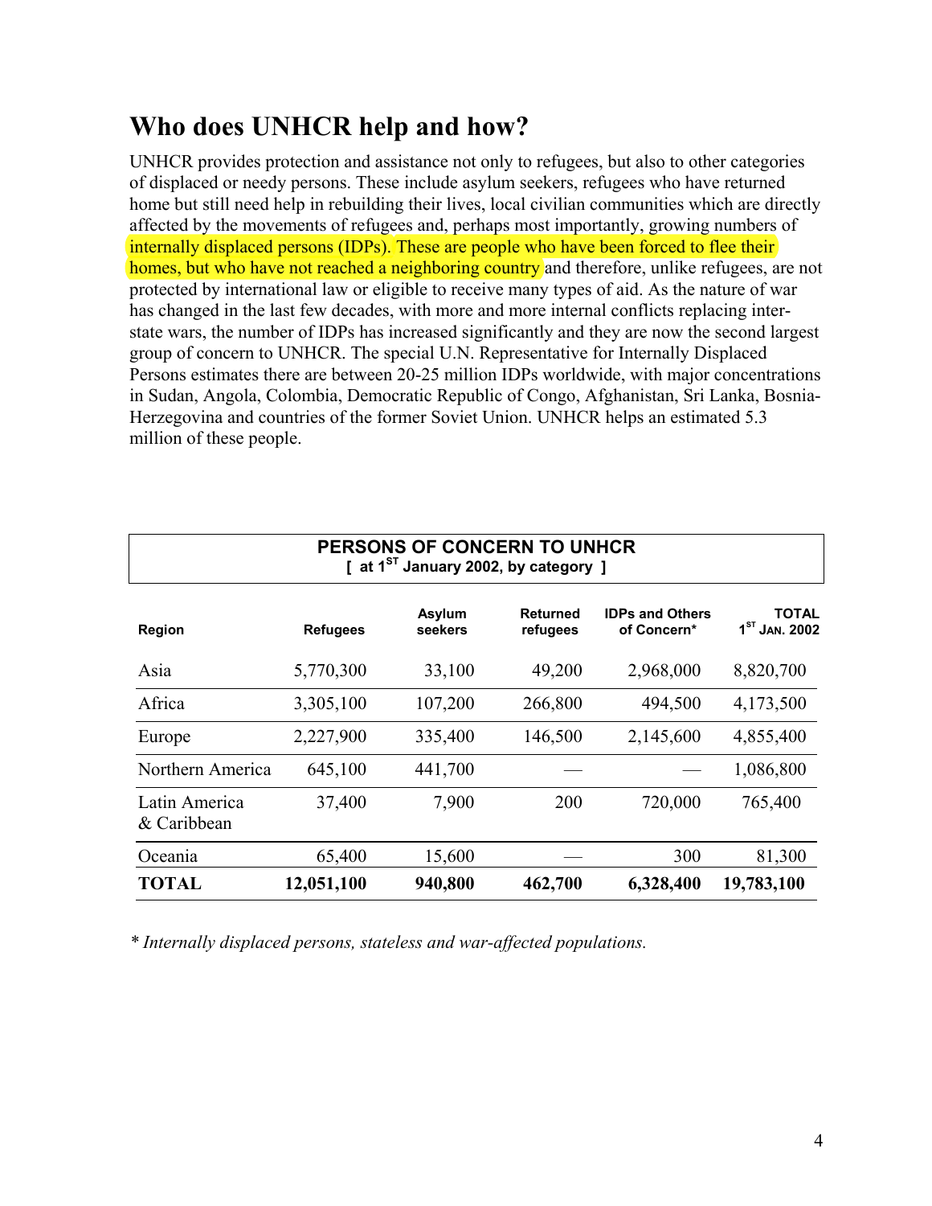## Who does UNHCR help and how?

UNHCR provides protection and assistance not only to refugees, but also to other categories of displaced or needy persons. These include asylum seekers, refugees who have returned home but still need help in rebuilding their lives, local civilian communities which are directly affected by the movements of refugees and, perhaps most importantly, growing numbers of internally displaced persons (IDPs). These are people who have been forced to flee their homes, but who have not reached a neighboring country and therefore, unlike refugees, are not protected by international law or eligible to receive many types of aid. As the nature of war has changed in the last few decades, with more and more internal conflicts replacing inter-state wars, the number of IDPs has increased significantly and they are now the second largest group of concern to UNHCR. The special U.N. Representative for Internally Displaced Persons estimates there are between 20-25 million IDPs worldwide, with major concentrations in Sudan, Angola, Colombia, Democratic Republic of Congo, Afghanistan, Sri Lanka, Bosnia-Herzegovina and countries of the former Soviet Union. UNHCR helps an estimated 5.3 million of these people.

**PERSONS OF CONCERN TO UNHCR**
**[ at 1ST January 2002, by category ]**

| Region | Refugees | Asylum seekers | Returned refugees | IDPs and Others of Concern* | TOTAL 1ST JAN. 2002 |
|---|---|---|---|---|---|
| Asia | 5,770,300 | 33,100 | 49,200 | 2,968,000 | 8,820,700 |
| Africa | 3,305,100 | 107,200 | 266,800 | 494,500 | 4,173,500 |
| Europe | 2,227,900 | 335,400 | 146,500 | 2,145,600 | 4,855,400 |
| Northern America | 645,100 | 441,700 | — | — | 1,086,800 |
| Latin America & Caribbean | 37,400 | 7,900 | 200 | 720,000 | 765,400 |
| Oceania | 65,400 | 15,600 | — | 300 | 81,300 |
| **TOTAL** | **12,051,100** | **940,800** | **462,700** | **6,328,400** | **19,783,100** |

*\* Internally displaced persons, stateless and war-affected populations.*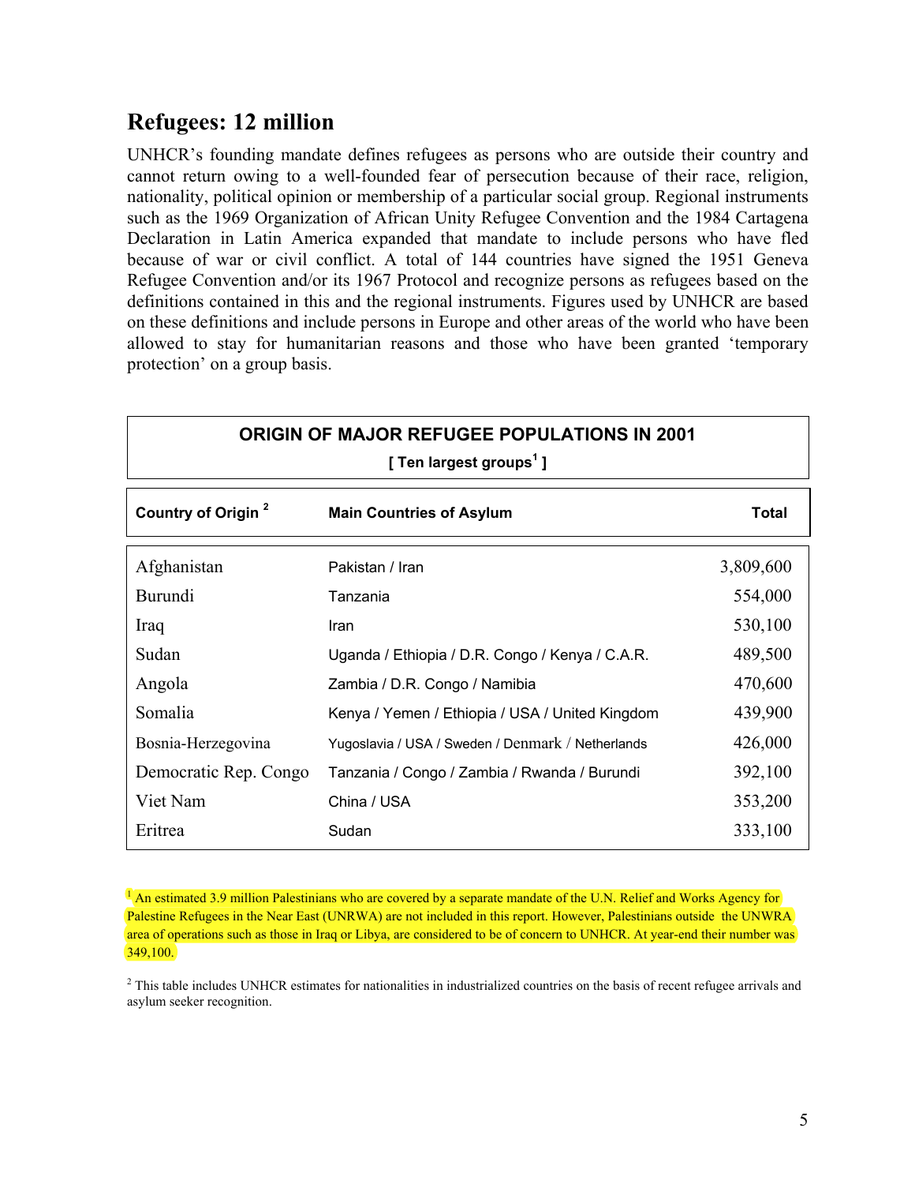## Refugees: 12 million

UNHCR's founding mandate defines refugees as persons who are outside their country and cannot return owing to a well-founded fear of persecution because of their race, religion, nationality, political opinion or membership of a particular social group. Regional instruments such as the 1969 Organization of African Unity Refugee Convention and the 1984 Cartagena Declaration in Latin America expanded that mandate to include persons who have fled because of war or civil conflict. A total of 144 countries have signed the 1951 Geneva Refugee Convention and/or its 1967 Protocol and recognize persons as refugees based on the definitions contained in this and the regional instruments. Figures used by UNHCR are based on these definitions and include persons in Europe and other areas of the world who have been allowed to stay for humanitarian reasons and those who have been granted 'temporary protection' on a group basis.

**ORIGIN OF MAJOR REFUGEE POPULATIONS IN 2001**

**[ Ten largest groups[1] ]**

| Country of Origin [2] | Main Countries of Asylum | Total |
|---|---|---|
| Afghanistan | Pakistan / Iran | 3,809,600 |
| Burundi | Tanzania | 554,000 |
| Iraq | Iran | 530,100 |
| Sudan | Uganda / Ethiopia / D.R. Congo / Kenya / C.A.R. | 489,500 |
| Angola | Zambia / D.R. Congo / Namibia | 470,600 |
| Somalia | Kenya / Yemen / Ethiopia / USA / United Kingdom | 439,900 |
| Bosnia-Herzegovina | Yugoslavia / USA / Sweden / Denmark / Netherlands | 426,000 |
| Democratic Rep. Congo | Tanzania / Congo / Zambia / Rwanda / Burundi | 392,100 |
| Viet Nam | China / USA | 353,200 |
| Eritrea | Sudan | 333,100 |

[1] An estimated 3.9 million Palestinians who are covered by a separate mandate of the U.N. Relief and Works Agency for Palestine Refugees in the Near East (UNRWA) are not included in this report. However, Palestinians outside the UNWRA area of operations such as those in Iraq or Libya, are considered to be of concern to UNHCR. At year-end their number was 349,100.

[2] This table includes UNHCR estimates for nationalities in industrialized countries on the basis of recent refugee arrivals and asylum seeker recognition.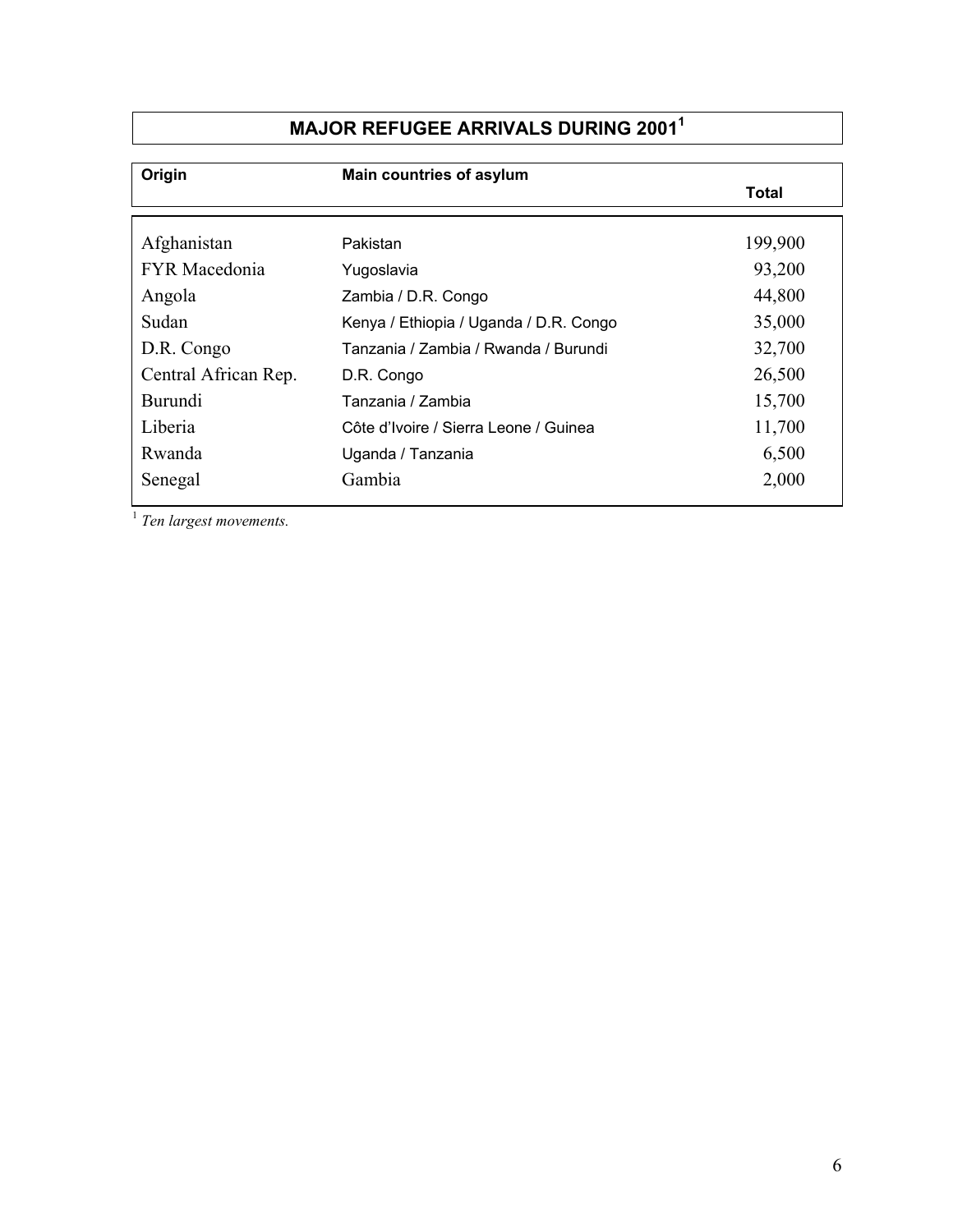## MAJOR REFUGEE ARRIVALS DURING 2001[1]

| Origin | Main countries of asylum | Total |
|---|---|---|
| Afghanistan | Pakistan | 199,900 |
| FYR Macedonia | Yugoslavia | 93,200 |
| Angola | Zambia / D.R. Congo | 44,800 |
| Sudan | Kenya / Ethiopia / Uganda / D.R. Congo | 35,000 |
| D.R. Congo | Tanzania / Zambia / Rwanda / Burundi | 32,700 |
| Central African Rep. | D.R. Congo | 26,500 |
| Burundi | Tanzania / Zambia | 15,700 |
| Liberia | Côte d'Ivoire / Sierra Leone / Guinea | 11,700 |
| Rwanda | Uganda / Tanzania | 6,500 |
| Senegal | Gambia | 2,000 |

[1] *Ten largest movements.*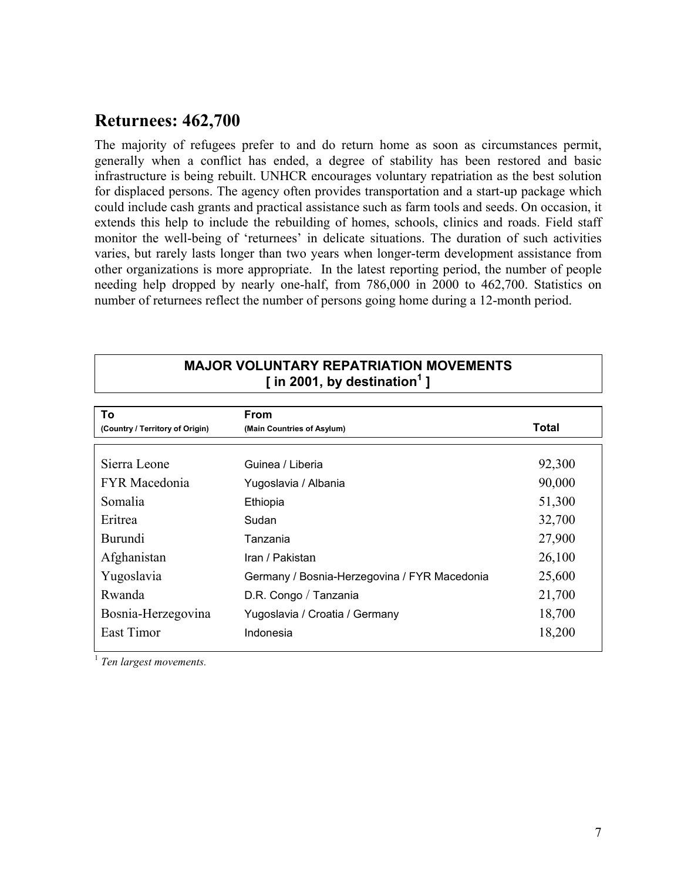## Returnees: 462,700

The majority of refugees prefer to and do return home as soon as circumstances permit, generally when a conflict has ended, a degree of stability has been restored and basic infrastructure is being rebuilt. UNHCR encourages voluntary repatriation as the best solution for displaced persons. The agency often provides transportation and a start-up package which could include cash grants and practical assistance such as farm tools and seeds. On occasion, it extends this help to include the rebuilding of homes, schools, clinics and roads. Field staff monitor the well-being of 'returnees' in delicate situations. The duration of such activities varies, but rarely lasts longer than two years when longer-term development assistance from other organizations is more appropriate. In the latest reporting period, the number of people needing help dropped by nearly one-half, from 786,000 in 2000 to 462,700. Statistics on number of returnees reflect the number of persons going home during a 12-month period.

**MAJOR VOLUNTARY REPATRIATION MOVEMENTS**
**[ in 2001, by destination[1] ]**

| To (Country / Territory of Origin) | From (Main Countries of Asylum) | Total |
|---|---|---|
| Sierra Leone | Guinea / Liberia | 92,300 |
| FYR Macedonia | Yugoslavia / Albania | 90,000 |
| Somalia | Ethiopia | 51,300 |
| Eritrea | Sudan | 32,700 |
| Burundi | Tanzania | 27,900 |
| Afghanistan | Iran / Pakistan | 26,100 |
| Yugoslavia | Germany / Bosnia-Herzegovina / FYR Macedonia | 25,600 |
| Rwanda | D.R. Congo / Tanzania | 21,700 |
| Bosnia-Herzegovina | Yugoslavia / Croatia / Germany | 18,700 |
| East Timor | Indonesia | 18,200 |

[1] *Ten largest movements.*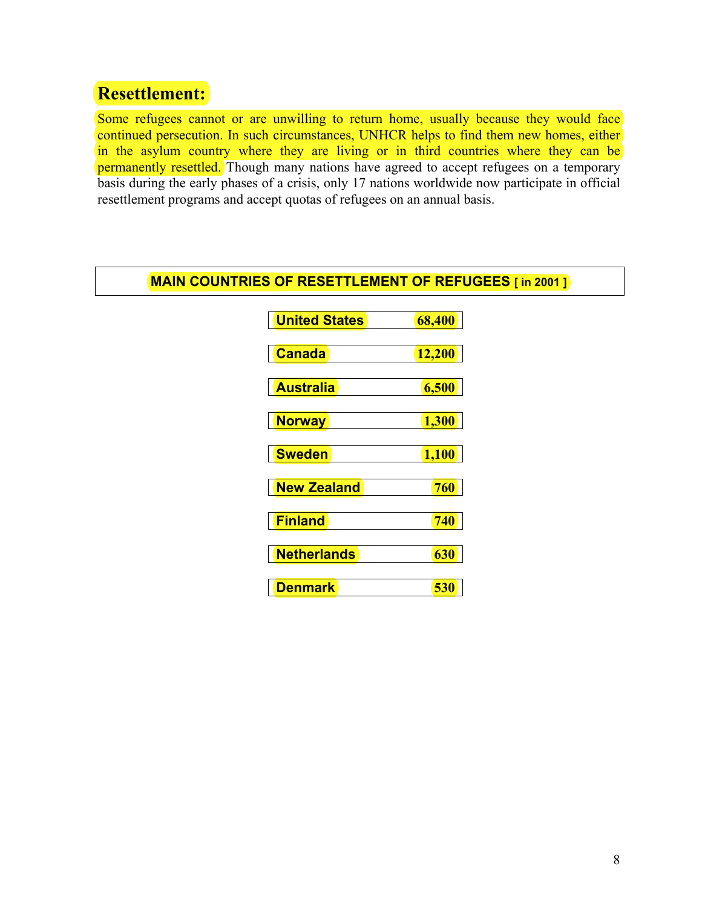## Resettlement:

Some refugees cannot or are unwilling to return home, usually because they would face continued persecution. In such circumstances, UNHCR helps to find them new homes, either in the asylum country where they are living or in third countries where they can be permanently resettled. Though many nations have agreed to accept refugees on a temporary basis during the early phases of a crisis, only 17 nations worldwide now participate in official resettlement programs and accept quotas of refugees on an annual basis.

**MAIN COUNTRIES OF RESETTLEMENT OF REFUGEES [ in 2001 ]**

| Country | Refugees |
|---|---|
| United States | 68,400 |
| Canada | 12,200 |
| Australia | 6,500 |
| Norway | 1,300 |
| Sweden | 1,100 |
| New Zealand | 760 |
| Finland | 740 |
| Netherlands | 630 |
| Denmark | 530 |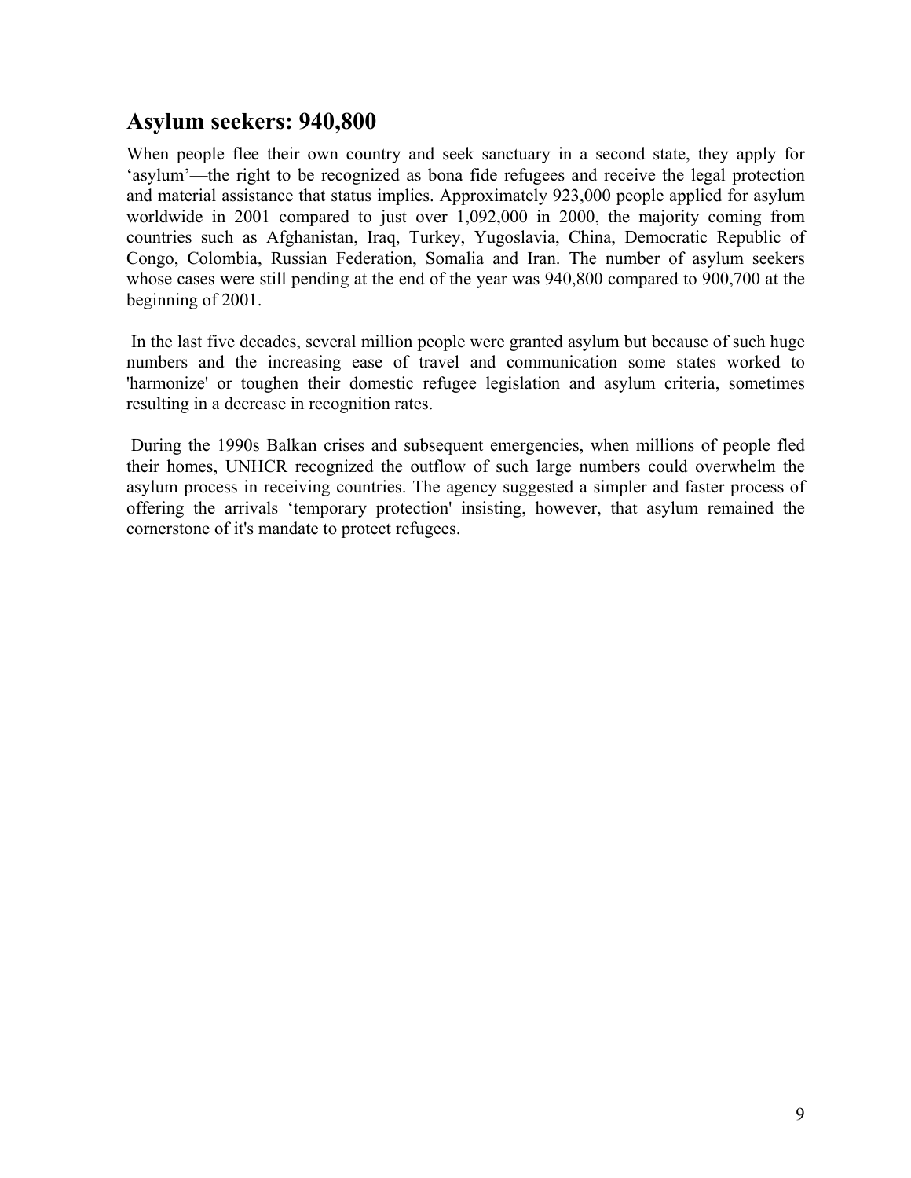## Asylum seekers: 940,800

When people flee their own country and seek sanctuary in a second state, they apply for 'asylum'—the right to be recognized as bona fide refugees and receive the legal protection and material assistance that status implies. Approximately 923,000 people applied for asylum worldwide in 2001 compared to just over 1,092,000 in 2000, the majority coming from countries such as Afghanistan, Iraq, Turkey, Yugoslavia, China, Democratic Republic of Congo, Colombia, Russian Federation, Somalia and Iran. The number of asylum seekers whose cases were still pending at the end of the year was 940,800 compared to 900,700 at the beginning of 2001.

In the last five decades, several million people were granted asylum but because of such huge numbers and the increasing ease of travel and communication some states worked to 'harmonize' or toughen their domestic refugee legislation and asylum criteria, sometimes resulting in a decrease in recognition rates.

During the 1990s Balkan crises and subsequent emergencies, when millions of people fled their homes, UNHCR recognized the outflow of such large numbers could overwhelm the asylum process in receiving countries. The agency suggested a simpler and faster process of offering the arrivals 'temporary protection' insisting, however, that asylum remained the cornerstone of it's mandate to protect refugees.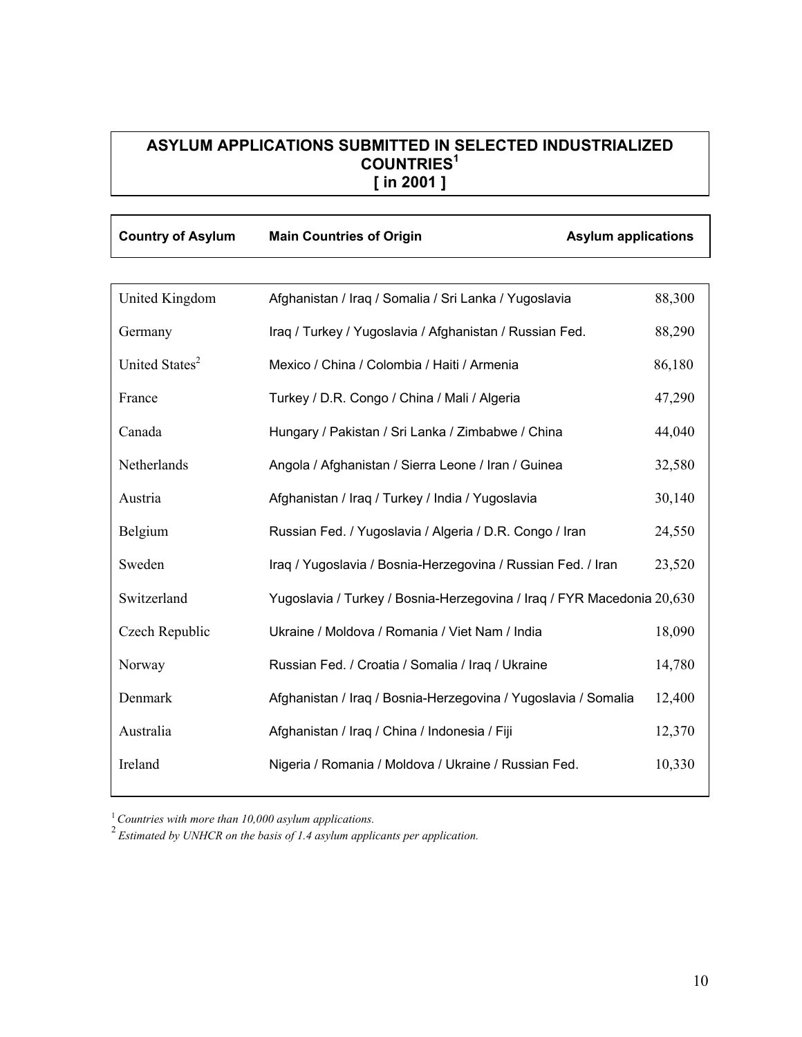## ASYLUM APPLICATIONS SUBMITTED IN SELECTED INDUSTRIALIZED COUNTRIES[1] [ in 2001 ]

| Country of Asylum | Main Countries of Origin | Asylum applications |
|---|---|---|
| United Kingdom | Afghanistan / Iraq / Somalia / Sri Lanka / Yugoslavia | 88,300 |
| Germany | Iraq / Turkey / Yugoslavia / Afghanistan / Russian Fed. | 88,290 |
| United States[2] | Mexico / China / Colombia / Haiti / Armenia | 86,180 |
| France | Turkey / D.R. Congo / China / Mali / Algeria | 47,290 |
| Canada | Hungary / Pakistan / Sri Lanka / Zimbabwe / China | 44,040 |
| Netherlands | Angola / Afghanistan / Sierra Leone / Iran / Guinea | 32,580 |
| Austria | Afghanistan / Iraq / Turkey / India / Yugoslavia | 30,140 |
| Belgium | Russian Fed. / Yugoslavia / Algeria / D.R. Congo / Iran | 24,550 |
| Sweden | Iraq / Yugoslavia / Bosnia-Herzegovina / Russian Fed. / Iran | 23,520 |
| Switzerland | Yugoslavia / Turkey / Bosnia-Herzegovina / Iraq / FYR Macedonia | 20,630 |
| Czech Republic | Ukraine / Moldova / Romania / Viet Nam / India | 18,090 |
| Norway | Russian Fed. / Croatia / Somalia / Iraq / Ukraine | 14,780 |
| Denmark | Afghanistan / Iraq / Bosnia-Herzegovina / Yugoslavia / Somalia | 12,400 |
| Australia | Afghanistan / Iraq / China / Indonesia / Fiji | 12,370 |
| Ireland | Nigeria / Romania / Moldova / Ukraine / Russian Fed. | 10,330 |

[1] *Countries with more than 10,000 asylum applications.*

[2] *Estimated by UNHCR on the basis of 1.4 asylum applicants per application.*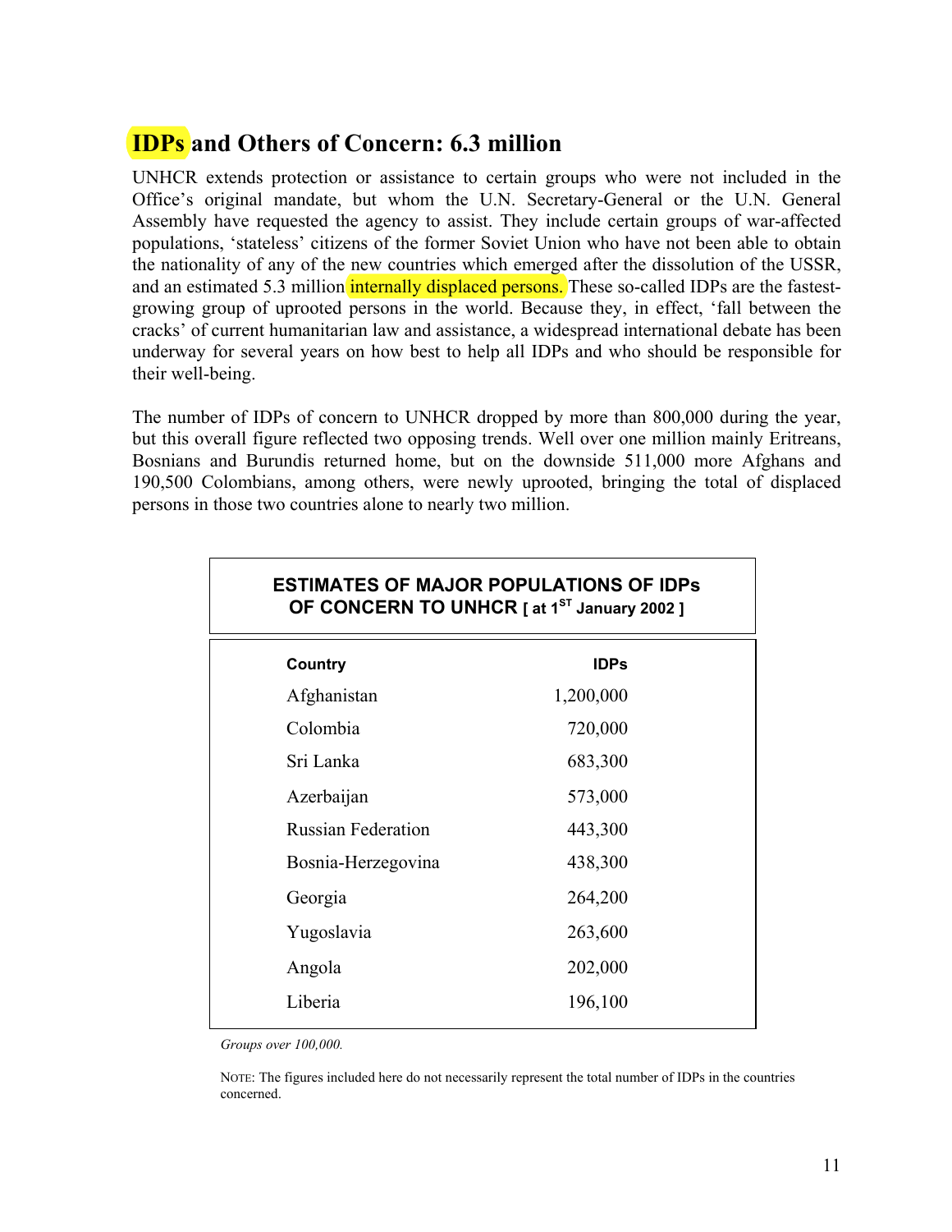## IDPs and Others of Concern: 6.3 million

UNHCR extends protection or assistance to certain groups who were not included in the Office's original mandate, but whom the U.N. Secretary-General or the U.N. General Assembly have requested the agency to assist. They include certain groups of war-affected populations, 'stateless' citizens of the former Soviet Union who have not been able to obtain the nationality of any of the new countries which emerged after the dissolution of the USSR, and an estimated 5.3 million internally displaced persons. These so-called IDPs are the fastest-growing group of uprooted persons in the world. Because they, in effect, 'fall between the cracks' of current humanitarian law and assistance, a widespread international debate has been underway for several years on how best to help all IDPs and who should be responsible for their well-being.

The number of IDPs of concern to UNHCR dropped by more than 800,000 during the year, but this overall figure reflected two opposing trends. Well over one million mainly Eritreans, Bosnians and Burundis returned home, but on the downside 511,000 more Afghans and 190,500 Colombians, among others, were newly uprooted, bringing the total of displaced persons in those two countries alone to nearly two million.

**ESTIMATES OF MAJOR POPULATIONS OF IDPs OF CONCERN TO UNHCR [ at 1ST January 2002 ]**

| Country | IDPs |
|---|---|
| Afghanistan | 1,200,000 |
| Colombia | 720,000 |
| Sri Lanka | 683,300 |
| Azerbaijan | 573,000 |
| Russian Federation | 443,300 |
| Bosnia-Herzegovina | 438,300 |
| Georgia | 264,200 |
| Yugoslavia | 263,600 |
| Angola | 202,000 |
| Liberia | 196,100 |

*Groups over 100,000.*

NOTE: The figures included here do not necessarily represent the total number of IDPs in the countries concerned.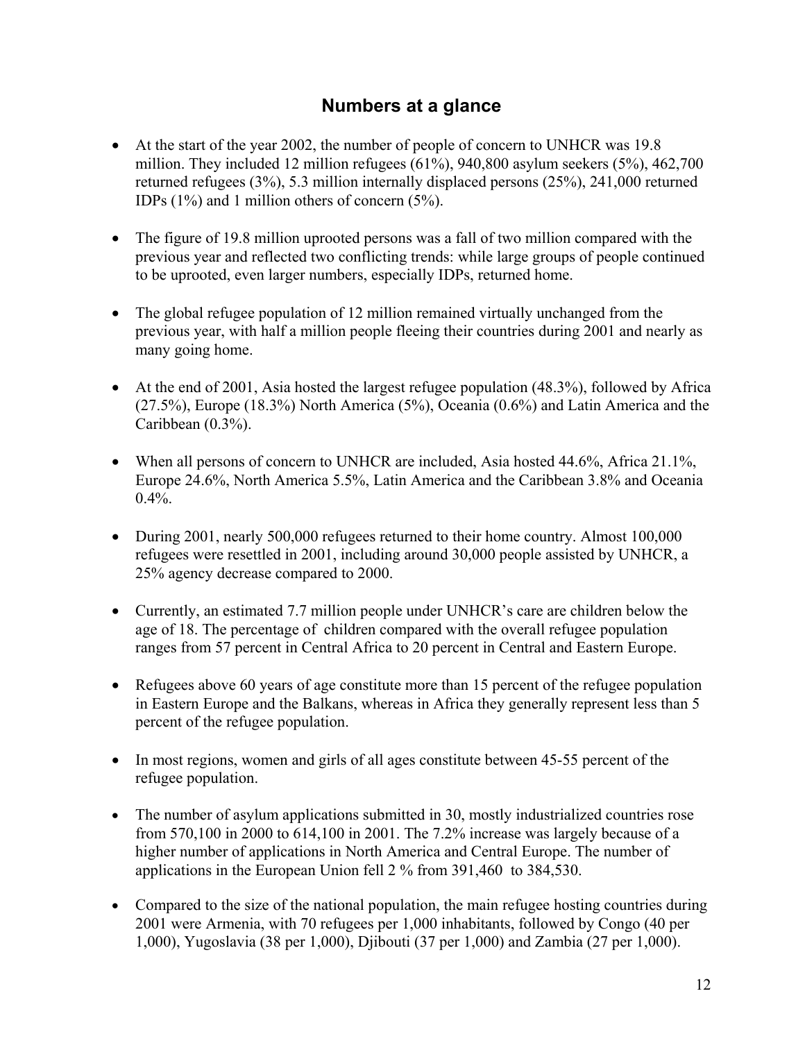## Numbers at a glance

- At the start of the year 2002, the number of people of concern to UNHCR was 19.8 million. They included 12 million refugees (61%), 940,800 asylum seekers (5%), 462,700 returned refugees (3%), 5.3 million internally displaced persons (25%), 241,000 returned IDPs (1%) and 1 million others of concern (5%).

- The figure of 19.8 million uprooted persons was a fall of two million compared with the previous year and reflected two conflicting trends: while large groups of people continued to be uprooted, even larger numbers, especially IDPs, returned home.

- The global refugee population of 12 million remained virtually unchanged from the previous year, with half a million people fleeing their countries during 2001 and nearly as many going home.

- At the end of 2001, Asia hosted the largest refugee population (48.3%), followed by Africa (27.5%), Europe (18.3%) North America (5%), Oceania (0.6%) and Latin America and the Caribbean (0.3%).

- When all persons of concern to UNHCR are included, Asia hosted 44.6%, Africa 21.1%, Europe 24.6%, North America 5.5%, Latin America and the Caribbean 3.8% and Oceania 0.4%.

- During 2001, nearly 500,000 refugees returned to their home country. Almost 100,000 refugees were resettled in 2001, including around 30,000 people assisted by UNHCR, a 25% agency decrease compared to 2000.

- Currently, an estimated 7.7 million people under UNHCR's care are children below the age of 18. The percentage of children compared with the overall refugee population ranges from 57 percent in Central Africa to 20 percent in Central and Eastern Europe.

- Refugees above 60 years of age constitute more than 15 percent of the refugee population in Eastern Europe and the Balkans, whereas in Africa they generally represent less than 5 percent of the refugee population.

- In most regions, women and girls of all ages constitute between 45-55 percent of the refugee population.

- The number of asylum applications submitted in 30, mostly industrialized countries rose from 570,100 in 2000 to 614,100 in 2001. The 7.2% increase was largely because of a higher number of applications in North America and Central Europe. The number of applications in the European Union fell 2 % from 391,460 to 384,530.

- Compared to the size of the national population, the main refugee hosting countries during 2001 were Armenia, with 70 refugees per 1,000 inhabitants, followed by Congo (40 per 1,000), Yugoslavia (38 per 1,000), Djibouti (37 per 1,000) and Zambia (27 per 1,000).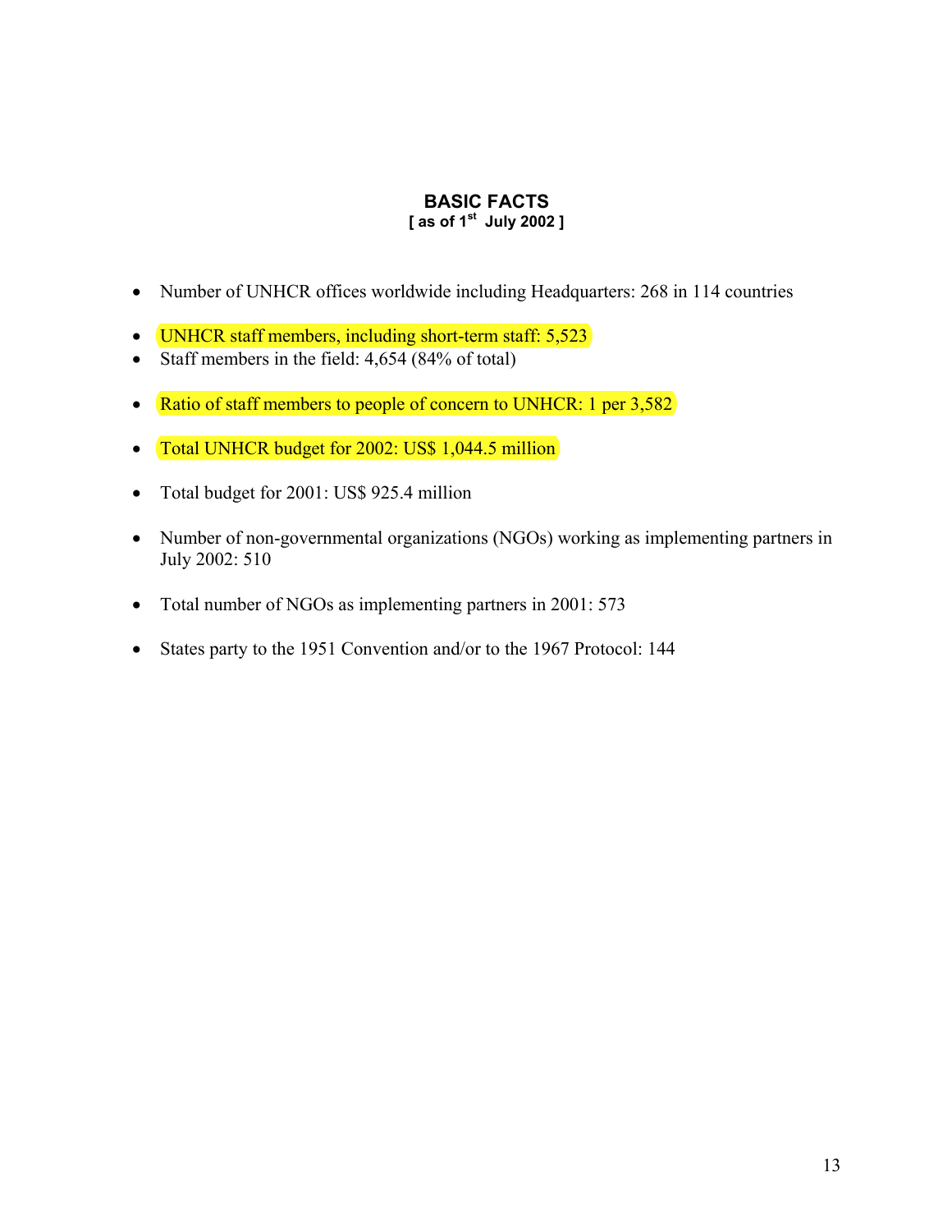# BASIC FACTS
**[ as of 1st July 2002 ]**

- Number of UNHCR offices worldwide including Headquarters: 268 in 114 countries

- UNHCR staff members, including short-term staff: 5,523
- Staff members in the field: 4,654 (84% of total)

- Ratio of staff members to people of concern to UNHCR: 1 per 3,582

- Total UNHCR budget for 2002: US$ 1,044.5 million

- Total budget for 2001: US$ 925.4 million

- Number of non-governmental organizations (NGOs) working as implementing partners in July 2002: 510

- Total number of NGOs as implementing partners in 2001: 573

- States party to the 1951 Convention and/or to the 1967 Protocol: 144